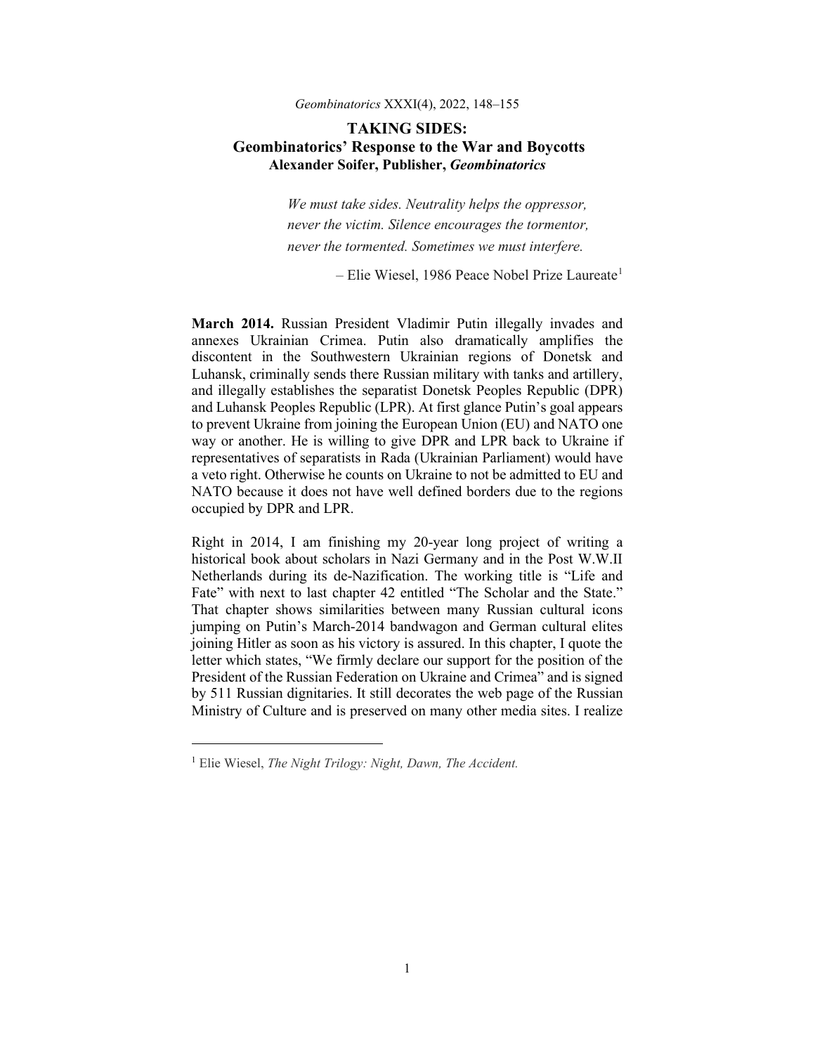# TAKING SIDES:
## Geombinatorics' Response to the War and Boycotts
### Alexander Soifer, Publisher, *Geombinatorics*

> *We must take sides. Neutrality helps the oppressor, never the victim. Silence encourages the tormentor, never the tormented. Sometimes we must interfere.*
>
> – Elie Wiesel, 1986 Peace Nobel Prize Laureate[1]

**March 2014.** Russian President Vladimir Putin illegally invades and annexes Ukrainian Crimea. Putin also dramatically amplifies the discontent in the Southwestern Ukrainian regions of Donetsk and Luhansk, criminally sends there Russian military with tanks and artillery, and illegally establishes the separatist Donetsk Peoples Republic (DPR) and Luhansk Peoples Republic (LPR). At first glance Putin's goal appears to prevent Ukraine from joining the European Union (EU) and NATO one way or another. He is willing to give DPR and LPR back to Ukraine if representatives of separatists in Rada (Ukrainian Parliament) would have a veto right. Otherwise he counts on Ukraine to not be admitted to EU and NATO because it does not have well defined borders due to the regions occupied by DPR and LPR.

Right in 2014, I am finishing my 20-year long project of writing a historical book about scholars in Nazi Germany and in the Post W.W.II Netherlands during its de-Nazification. The working title is "Life and Fate" with next to last chapter 42 entitled "The Scholar and the State." That chapter shows similarities between many Russian cultural icons jumping on Putin's March-2014 bandwagon and German cultural elites joining Hitler as soon as his victory is assured. In this chapter, I quote the letter which states, "We firmly declare our support for the position of the President of the Russian Federation on Ukraine and Crimea" and is signed by 511 Russian dignitaries. It still decorates the web page of the Russian Ministry of Culture and is preserved on many other media sites. I realize

---

[1] Elie Wiesel, *The Night Trilogy: Night, Dawn, The Accident.*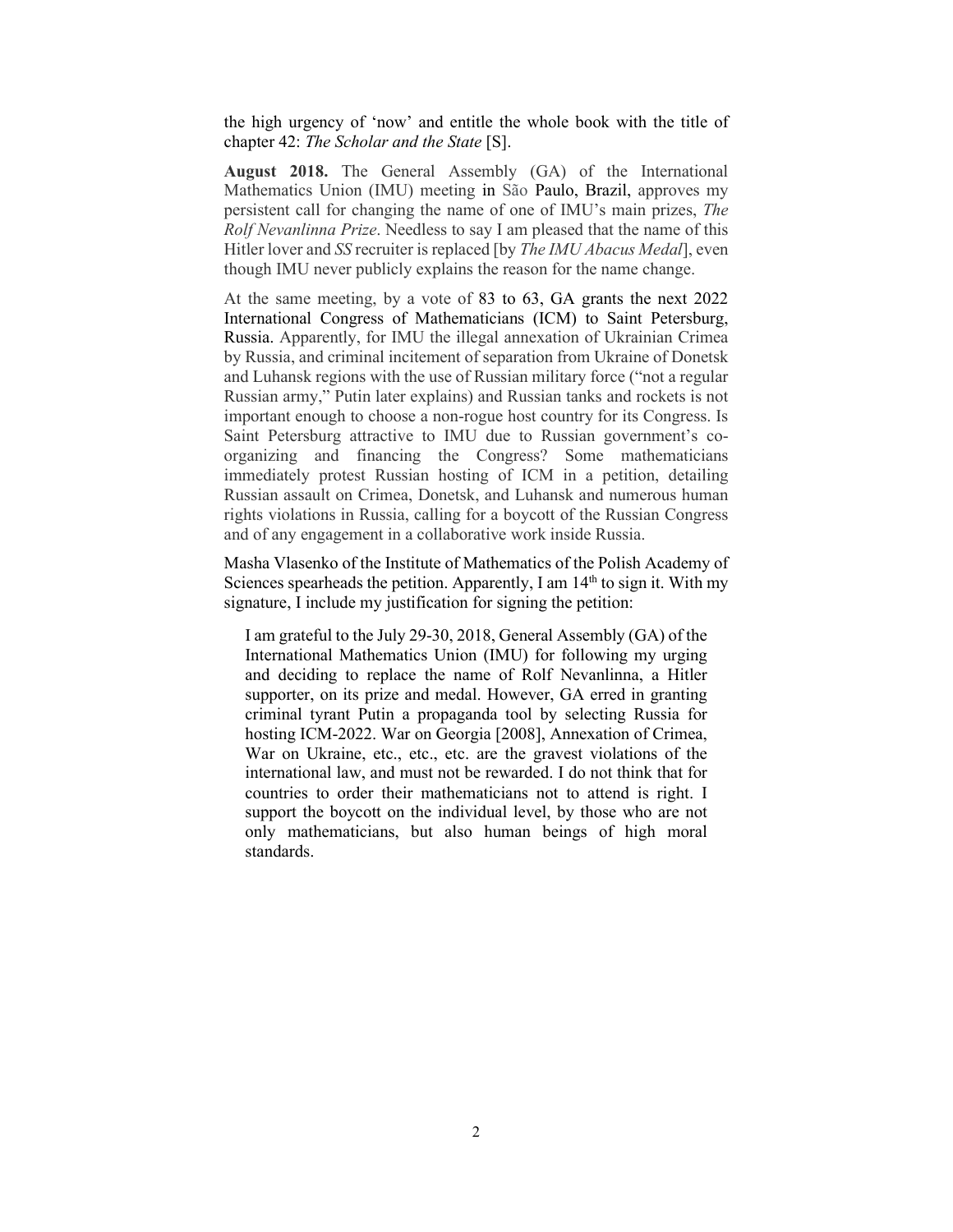the high urgency of 'now' and entitle the whole book with the title of chapter 42: *The Scholar and the State* [S].

**August 2018.** The General Assembly (GA) of the International Mathematics Union (IMU) meeting in São Paulo, Brazil, approves my persistent call for changing the name of one of IMU's main prizes, *The Rolf Nevanlinna Prize*. Needless to say I am pleased that the name of this Hitler lover and *SS* recruiter is replaced [by *The IMU Abacus Medal*], even though IMU never publicly explains the reason for the name change.

At the same meeting, by a vote of 83 to 63, GA grants the next 2022 International Congress of Mathematicians (ICM) to Saint Petersburg, Russia. Apparently, for IMU the illegal annexation of Ukrainian Crimea by Russia, and criminal incitement of separation from Ukraine of Donetsk and Luhansk regions with the use of Russian military force ("not a regular Russian army," Putin later explains) and Russian tanks and rockets is not important enough to choose a non-rogue host country for its Congress. Is Saint Petersburg attractive to IMU due to Russian government's co-organizing and financing the Congress? Some mathematicians immediately protest Russian hosting of ICM in a petition, detailing Russian assault on Crimea, Donetsk, and Luhansk and numerous human rights violations in Russia, calling for a boycott of the Russian Congress and of any engagement in a collaborative work inside Russia.

Masha Vlasenko of the Institute of Mathematics of the Polish Academy of Sciences spearheads the petition. Apparently, I am 14th to sign it. With my signature, I include my justification for signing the petition:

> I am grateful to the July 29-30, 2018, General Assembly (GA) of the International Mathematics Union (IMU) for following my urging and deciding to replace the name of Rolf Nevanlinna, a Hitler supporter, on its prize and medal. However, GA erred in granting criminal tyrant Putin a propaganda tool by selecting Russia for hosting ICM-2022. War on Georgia [2008], Annexation of Crimea, War on Ukraine, etc., etc., etc. are the gravest violations of the international law, and must not be rewarded. I do not think that for countries to order their mathematicians not to attend is right. I support the boycott on the individual level, by those who are not only mathematicians, but also human beings of high moral standards.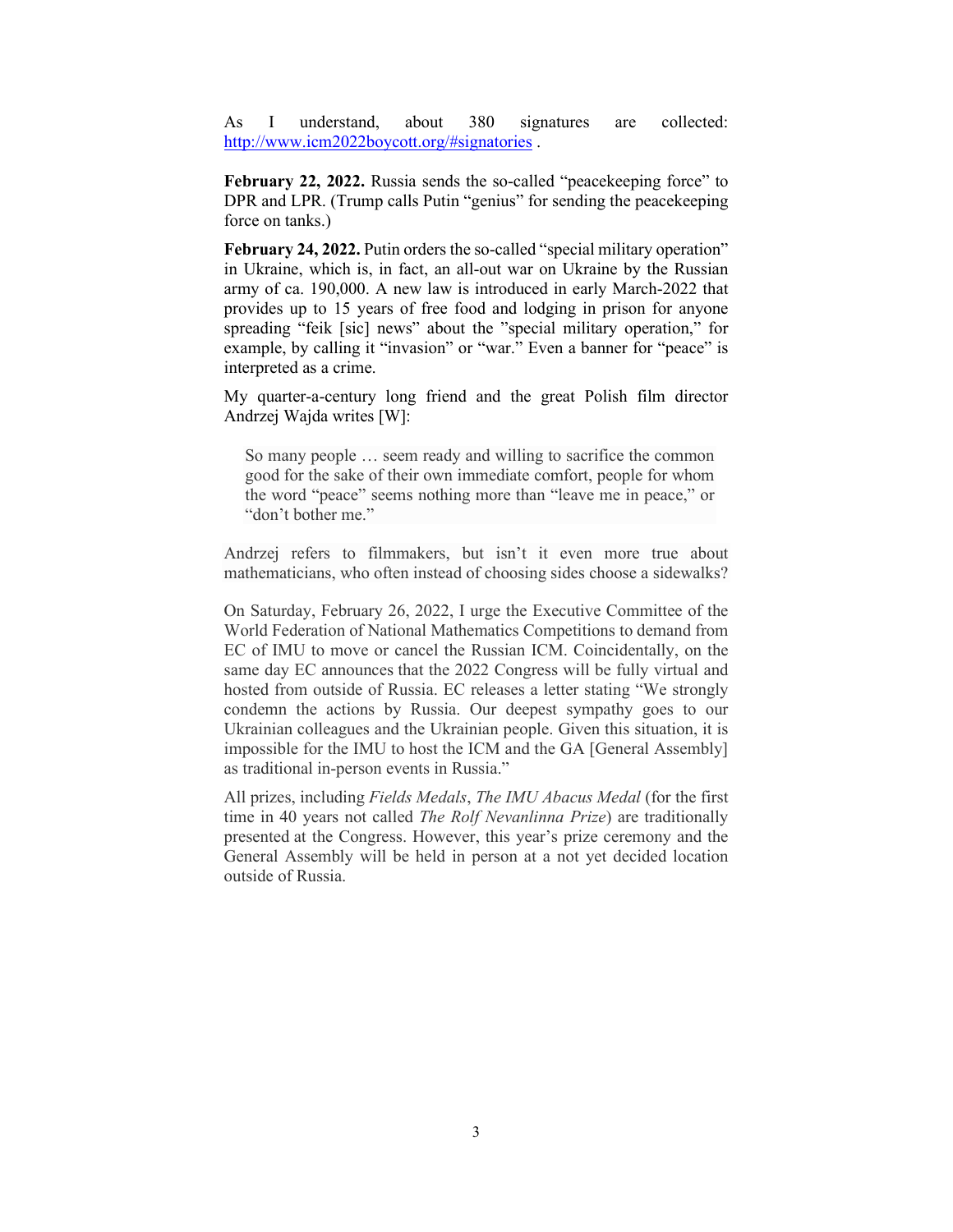As I understand, about 380 signatures are collected: http://www.icm2022boycott.org/#signatories .

**February 22, 2022.** Russia sends the so-called "peacekeeping force" to DPR and LPR. (Trump calls Putin "genius" for sending the peacekeeping force on tanks.)

**February 24, 2022.** Putin orders the so-called "special military operation" in Ukraine, which is, in fact, an all-out war on Ukraine by the Russian army of ca. 190,000. A new law is introduced in early March-2022 that provides up to 15 years of free food and lodging in prison for anyone spreading "feik [sic] news" about the "special military operation," for example, by calling it "invasion" or "war." Even a banner for "peace" is interpreted as a crime.

My quarter-a-century long friend and the great Polish film director Andrzej Wajda writes [W]:

> So many people … seem ready and willing to sacrifice the common good for the sake of their own immediate comfort, people for whom the word "peace" seems nothing more than "leave me in peace," or "don't bother me."

Andrzej refers to filmmakers, but isn't it even more true about mathematicians, who often instead of choosing sides choose a sidewalks?

On Saturday, February 26, 2022, I urge the Executive Committee of the World Federation of National Mathematics Competitions to demand from EC of IMU to move or cancel the Russian ICM. Coincidentally, on the same day EC announces that the 2022 Congress will be fully virtual and hosted from outside of Russia. EC releases a letter stating "We strongly condemn the actions by Russia. Our deepest sympathy goes to our Ukrainian colleagues and the Ukrainian people. Given this situation, it is impossible for the IMU to host the ICM and the GA [General Assembly] as traditional in-person events in Russia."

All prizes, including *Fields Medals*, *The IMU Abacus Medal* (for the first time in 40 years not called *The Rolf Nevanlinna Prize*) are traditionally presented at the Congress. However, this year's prize ceremony and the General Assembly will be held in person at a not yet decided location outside of Russia.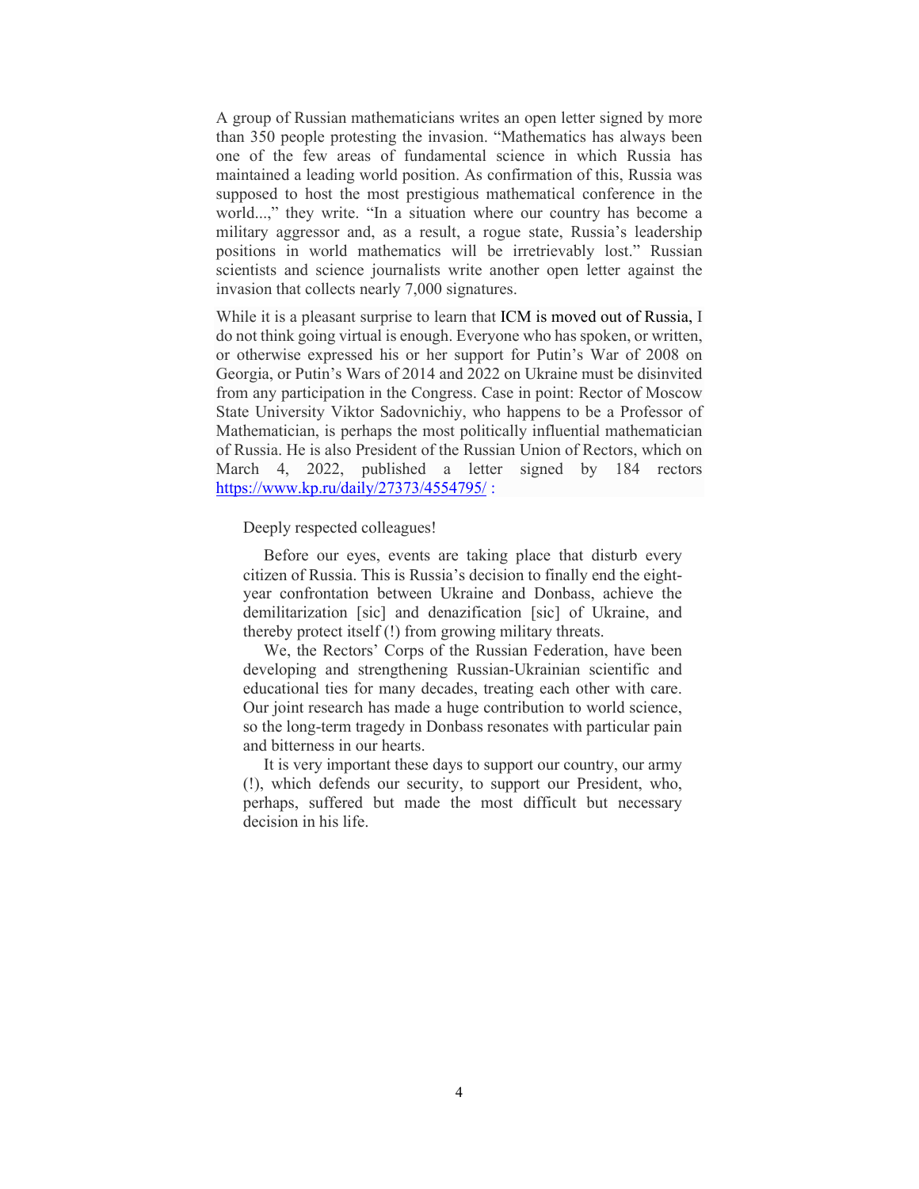A group of Russian mathematicians writes an open letter signed by more than 350 people protesting the invasion. "Mathematics has always been one of the few areas of fundamental science in which Russia has maintained a leading world position. As confirmation of this, Russia was supposed to host the most prestigious mathematical conference in the world...," they write. "In a situation where our country has become a military aggressor and, as a result, a rogue state, Russia's leadership positions in world mathematics will be irretrievably lost." Russian scientists and science journalists write another open letter against the invasion that collects nearly 7,000 signatures.

While it is a pleasant surprise to learn that ICM is moved out of Russia, I do not think going virtual is enough. Everyone who has spoken, or written, or otherwise expressed his or her support for Putin's War of 2008 on Georgia, or Putin's Wars of 2014 and 2022 on Ukraine must be disinvited from any participation in the Congress. Case in point: Rector of Moscow State University Viktor Sadovnichiy, who happens to be a Professor of Mathematician, is perhaps the most politically influential mathematician of Russia. He is also President of the Russian Union of Rectors, which on March 4, 2022, published a letter signed by 184 rectors https://www.kp.ru/daily/27373/4554795/ :

> Deeply respected colleagues!
>
> Before our eyes, events are taking place that disturb every citizen of Russia. This is Russia's decision to finally end the eight-year confrontation between Ukraine and Donbass, achieve the demilitarization [sic] and denazification [sic] of Ukraine, and thereby protect itself (!) from growing military threats.
>
> We, the Rectors' Corps of the Russian Federation, have been developing and strengthening Russian-Ukrainian scientific and educational ties for many decades, treating each other with care. Our joint research has made a huge contribution to world science, so the long-term tragedy in Donbass resonates with particular pain and bitterness in our hearts.
>
> It is very important these days to support our country, our army (!), which defends our security, to support our President, who, perhaps, suffered but made the most difficult but necessary decision in his life.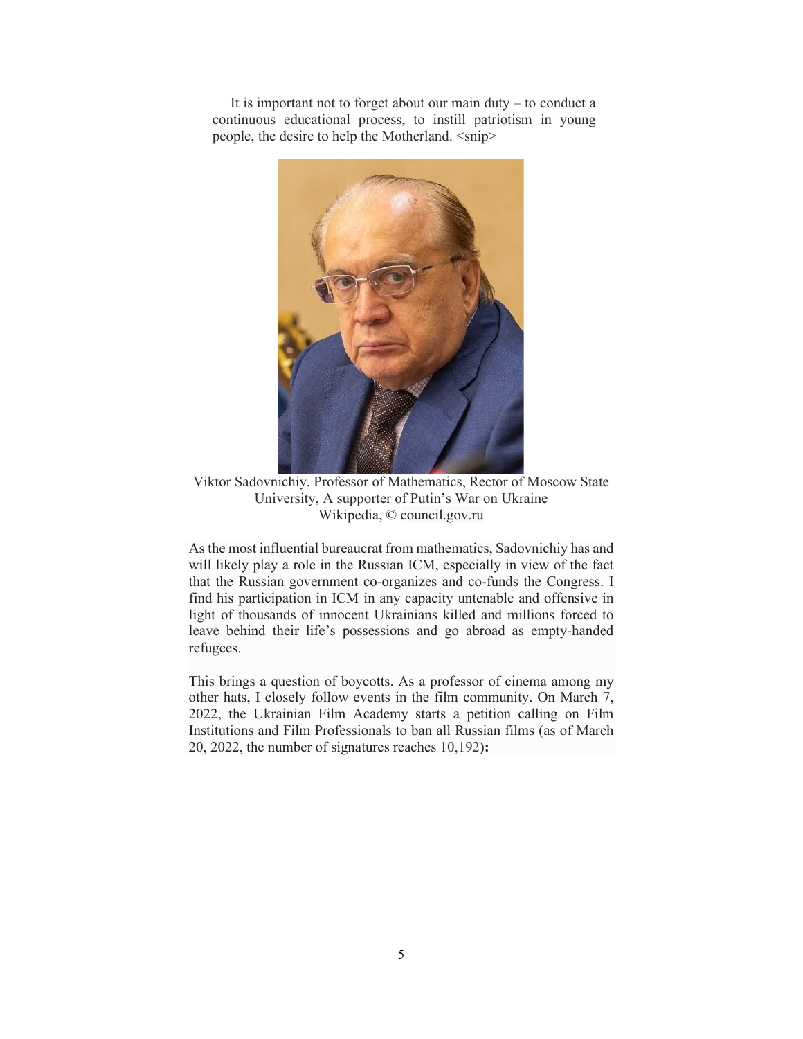It is important not to forget about our main duty – to conduct a continuous educational process, to instill patriotism in young people, the desire to help the Motherland. <snip>

Viktor Sadovnichiy, Professor of Mathematics, Rector of Moscow State University, A supporter of Putin's War on Ukraine
Wikipedia, © council.gov.ru

As the most influential bureaucrat from mathematics, Sadovnichiy has and will likely play a role in the Russian ICM, especially in view of the fact that the Russian government co-organizes and co-funds the Congress. I find his participation in ICM in any capacity untenable and offensive in light of thousands of innocent Ukrainians killed and millions forced to leave behind their life's possessions and go abroad as empty-handed refugees.

This brings a question of boycotts. As a professor of cinema among my other hats, I closely follow events in the film community. On March 7, 2022, the Ukrainian Film Academy starts a petition calling on Film Institutions and Film Professionals to ban all Russian films (as of March 20, 2022, the number of signatures reaches 10,192**):**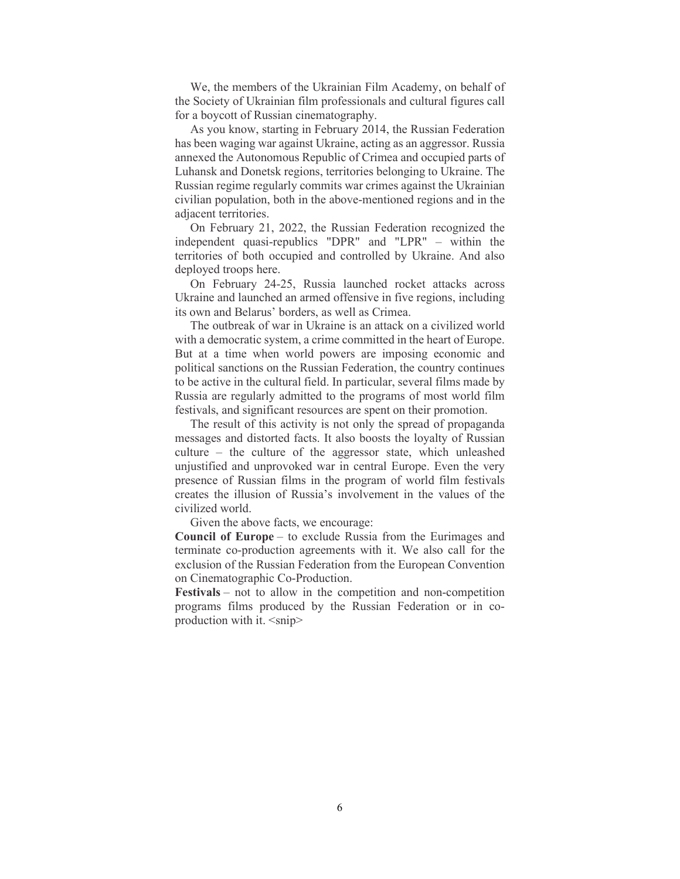We, the members of the Ukrainian Film Academy, on behalf of the Society of Ukrainian film professionals and cultural figures call for a boycott of Russian cinematography.

As you know, starting in February 2014, the Russian Federation has been waging war against Ukraine, acting as an aggressor. Russia annexed the Autonomous Republic of Crimea and occupied parts of Luhansk and Donetsk regions, territories belonging to Ukraine. The Russian regime regularly commits war crimes against the Ukrainian civilian population, both in the above-mentioned regions and in the adjacent territories.

On February 21, 2022, the Russian Federation recognized the independent quasi-republics "DPR" and "LPR" – within the territories of both occupied and controlled by Ukraine. And also deployed troops here.

On February 24-25, Russia launched rocket attacks across Ukraine and launched an armed offensive in five regions, including its own and Belarus' borders, as well as Crimea.

The outbreak of war in Ukraine is an attack on a civilized world with a democratic system, a crime committed in the heart of Europe. But at a time when world powers are imposing economic and political sanctions on the Russian Federation, the country continues to be active in the cultural field. In particular, several films made by Russia are regularly admitted to the programs of most world film festivals, and significant resources are spent on their promotion.

The result of this activity is not only the spread of propaganda messages and distorted facts. It also boosts the loyalty of Russian culture – the culture of the aggressor state, which unleashed unjustified and unprovoked war in central Europe. Even the very presence of Russian films in the program of world film festivals creates the illusion of Russia's involvement in the values of the civilized world.

Given the above facts, we encourage:

**Council of Europe** – to exclude Russia from the Eurimages and terminate co-production agreements with it. We also call for the exclusion of the Russian Federation from the European Convention on Cinematographic Co-Production.

**Festivals** – not to allow in the competition and non-competition programs films produced by the Russian Federation or in co-production with it. <snip>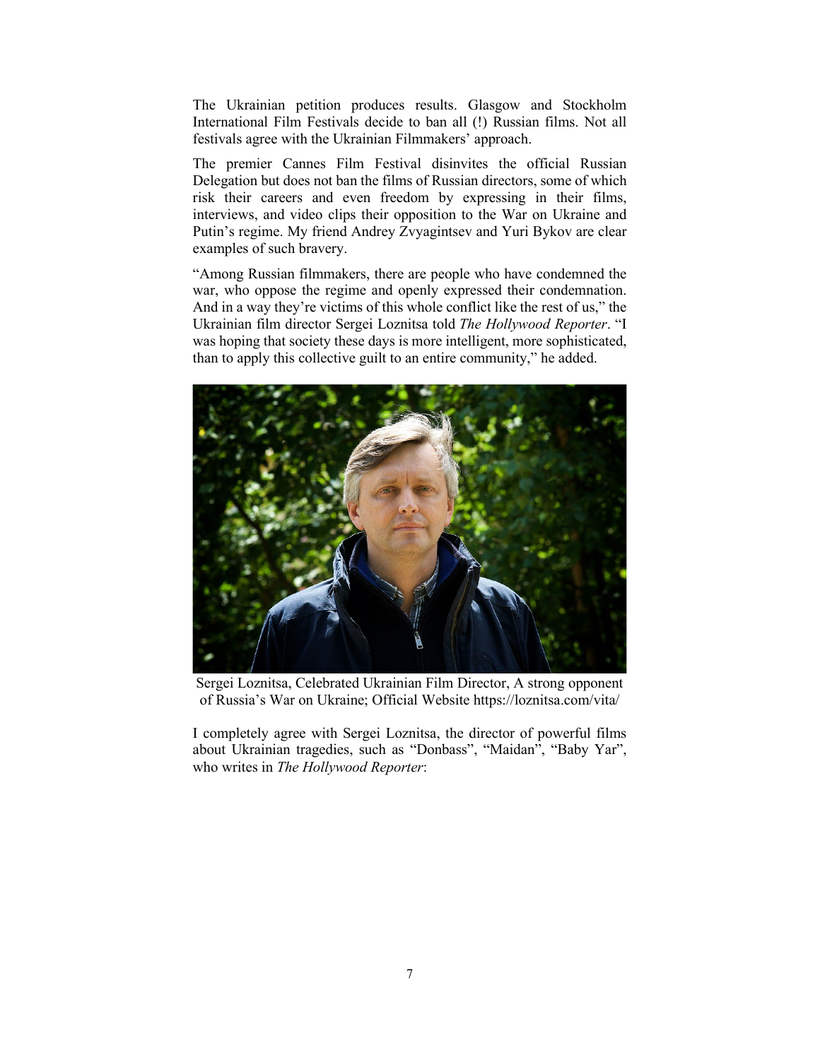The Ukrainian petition produces results. Glasgow and Stockholm International Film Festivals decide to ban all (!) Russian films. Not all festivals agree with the Ukrainian Filmmakers' approach.

The premier Cannes Film Festival disinvites the official Russian Delegation but does not ban the films of Russian directors, some of which risk their careers and even freedom by expressing in their films, interviews, and video clips their opposition to the War on Ukraine and Putin's regime. My friend Andrey Zvyagintsev and Yuri Bykov are clear examples of such bravery.

"Among Russian filmmakers, there are people who have condemned the war, who oppose the regime and openly expressed their condemnation. And in a way they're victims of this whole conflict like the rest of us," the Ukrainian film director Sergei Loznitsa told *The Hollywood Reporter*. "I was hoping that society these days is more intelligent, more sophisticated, than to apply this collective guilt to an entire community," he added.

Sergei Loznitsa, Celebrated Ukrainian Film Director, A strong opponent of Russia's War on Ukraine; Official Website https://loznitsa.com/vita/

I completely agree with Sergei Loznitsa, the director of powerful films about Ukrainian tragedies, such as "Donbass", "Maidan", "Baby Yar", who writes in *The Hollywood Reporter*: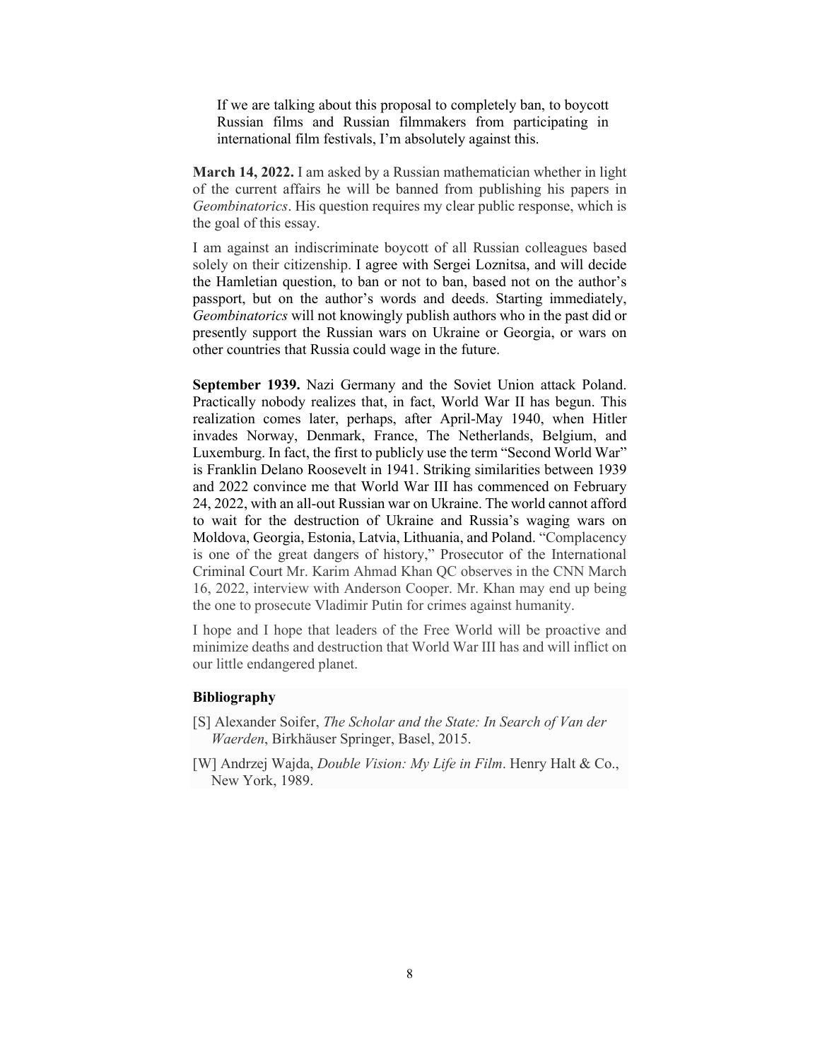> If we are talking about this proposal to completely ban, to boycott Russian films and Russian filmmakers from participating in international film festivals, I'm absolutely against this.

**March 14, 2022.** I am asked by a Russian mathematician whether in light of the current affairs he will be banned from publishing his papers in *Geombinatorics*. His question requires my clear public response, which is the goal of this essay.

I am against an indiscriminate boycott of all Russian colleagues based solely on their citizenship. I agree with Sergei Loznitsa, and will decide the Hamletian question, to ban or not to ban, based not on the author's passport, but on the author's words and deeds. Starting immediately, *Geombinatorics* will not knowingly publish authors who in the past did or presently support the Russian wars on Ukraine or Georgia, or wars on other countries that Russia could wage in the future.

**September 1939.** Nazi Germany and the Soviet Union attack Poland. Practically nobody realizes that, in fact, World War II has begun. This realization comes later, perhaps, after April-May 1940, when Hitler invades Norway, Denmark, France, The Netherlands, Belgium, and Luxemburg. In fact, the first to publicly use the term "Second World War" is Franklin Delano Roosevelt in 1941. Striking similarities between 1939 and 2022 convince me that World War III has commenced on February 24, 2022, with an all-out Russian war on Ukraine. The world cannot afford to wait for the destruction of Ukraine and Russia's waging wars on Moldova, Georgia, Estonia, Latvia, Lithuania, and Poland. "Complacency is one of the great dangers of history," Prosecutor of the International Criminal Court Mr. Karim Ahmad Khan QC observes in the CNN March 16, 2022, interview with Anderson Cooper. Mr. Khan may end up being the one to prosecute Vladimir Putin for crimes against humanity.

I hope and I hope that leaders of the Free World will be proactive and minimize deaths and destruction that World War III has and will inflict on our little endangered planet.

### Bibliography

[S] Alexander Soifer, *The Scholar and the State: In Search of Van der Waerden*, Birkhäuser Springer, Basel, 2015.

[W] Andrzej Wajda, *Double Vision: My Life in Film*. Henry Halt & Co., New York, 1989.